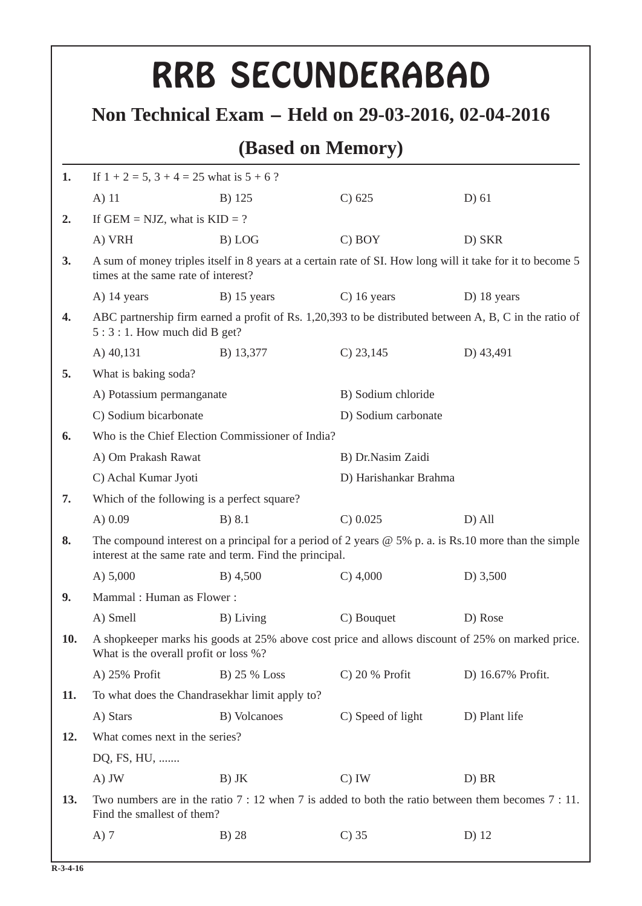# RRB SECUNDERABAD

## Non Technical Exam – Held on 29-03-2016, 02-04-2016

## (Based on Memory)

**1.** If 1 + 2 = 5, 3 + 4 = 25 what is 5 + 6 ?

A) 11 B) 125 C) 625 D) 61

**2.** If GEM = NJZ, what is KID = ?

A) VRH B) LOG C) BOY D) SKR

**3.** A sum of money triples itself in 8 years at a certain rate of SI. How long will it take for it to become 5 times at the same rate of interest?

A) 14 years B) 15 years C) 16 years D) 18 years

**4.** ABC partnership firm earned a profit of Rs. 1,20,393 to be distributed between A, B, C in the ratio of 5 : 3 : 1. How much did B get?

A) 40,131 B) 13,377 C) 23,145 D) 43,491

**5.** What is baking soda?

A) Potassium permanganate B) Sodium chloride

C) Sodium bicarbonate D) Sodium carbonate

**6.** Who is the Chief Election Commissioner of India?

A) Om Prakash Rawat B) Dr.Nasim Zaidi

C) Achal Kumar Jyoti D) Harishankar Brahma

**7.** Which of the following is a perfect square?

A) 0.09 B) 8.1 C) 0.025 D) All

**8.** The compound interest on a principal for a period of 2 years @ 5% p. a. is Rs.10 more than the simple interest at the same rate and term. Find the principal.

A) 5,000 B) 4,500 C) 4,000 D) 3,500

**9.** Mammal : Human as Flower :

A) Smell B) Living C) Bouquet D) Rose

**10.** A shopkeeper marks his goods at 25% above cost price and allows discount of 25% on marked price. What is the overall profit or loss %?

A) 25% Profit B) 25 % Loss C) 20 % Profit D) 16.67% Profit.

**11.** To what does the Chandrasekhar limit apply to?

A) Stars B) Volcanoes C) Speed of light D) Plant life

**12.** What comes next in the series?

DQ, FS, HU, .......

A) JW B) JK C) IW D) BR

**13.** Two numbers are in the ratio 7 : 12 when 7 is added to both the ratio between them becomes 7 : 11. Find the smallest of them?

A) 7 B) 28 C) 35 D) 12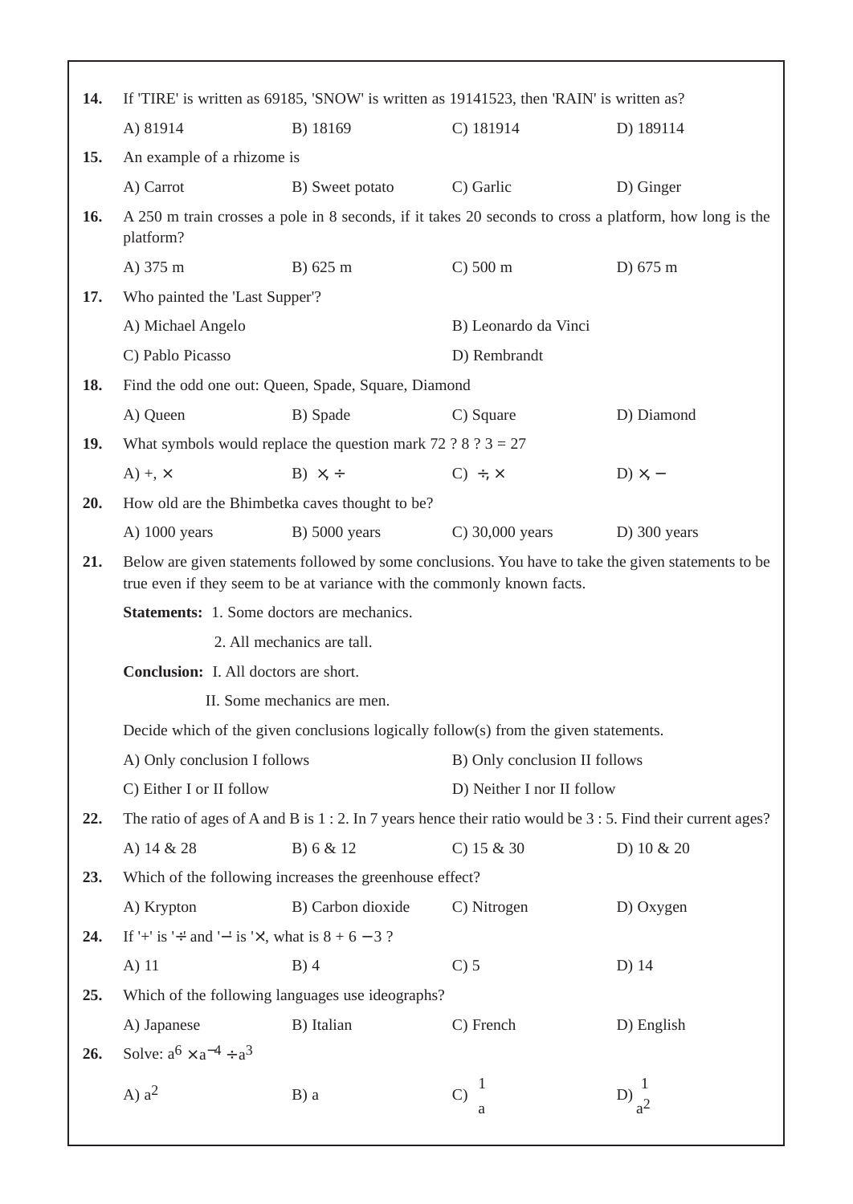**14.** If 'TIRE' is written as 69185, 'SNOW' is written as 19141523, then 'RAIN' is written as?

A) 81914 B) 18169 C) 181914 D) 189114

**15.** An example of a rhizome is

A) Carrot B) Sweet potato C) Garlic D) Ginger

**16.** A 250 m train crosses a pole in 8 seconds, if it takes 20 seconds to cross a platform, how long is the platform?

A) 375 m B) 625 m C) 500 m D) 675 m

**17.** Who painted the 'Last Supper'?

A) Michael Angelo B) Leonardo da Vinci

C) Pablo Picasso D) Rembrandt

**18.** Find the odd one out: Queen, Spade, Square, Diamond

A) Queen B) Spade C) Square D) Diamond

**19.** What symbols would replace the question mark 72 ? 8 ? 3 = 27

A) +, $\times$ B) $\times$, $\div$ C) $\div$, $\times$ D) $\times$, $-$

**20.** How old are the Bhimbetka caves thought to be?

A) 1000 years B) 5000 years C) 30,000 years D) 300 years

**21.** Below are given statements followed by some conclusions. You have to take the given statements to be true even if they seem to be at variance with the commonly known facts.

**Statements:** 1. Some doctors are mechanics.

2. All mechanics are tall.

**Conclusion:** I. All doctors are short.

II. Some mechanics are men.

Decide which of the given conclusions logically follow(s) from the given statements.

A) Only conclusion I follows B) Only conclusion II follows

C) Either I or II follow D) Neither I nor II follow

**22.** The ratio of ages of A and B is 1 : 2. In 7 years hence their ratio would be 3 : 5. Find their current ages?

A) 14 & 28 B) 6 & 12 C) 15 & 30 D) 10 & 20

**23.** Which of the following increases the greenhouse effect?

A) Krypton B) Carbon dioxide C) Nitrogen D) Oxygen

**24.** If '+' is '$\div$' and '$-$' is '$\times$', what is $8 + 6 - 3$ ?

A) 11 B) 4 C) 5 D) 14

**25.** Which of the following languages use ideographs?

A) Japanese B) Italian C) French D) English

**26.** Solve: $a^6 \times a^{-4} \div a^3$

A) $a^2$ B) $a$ C) $\frac{1}{a}$ D) $\frac{1}{a^2}$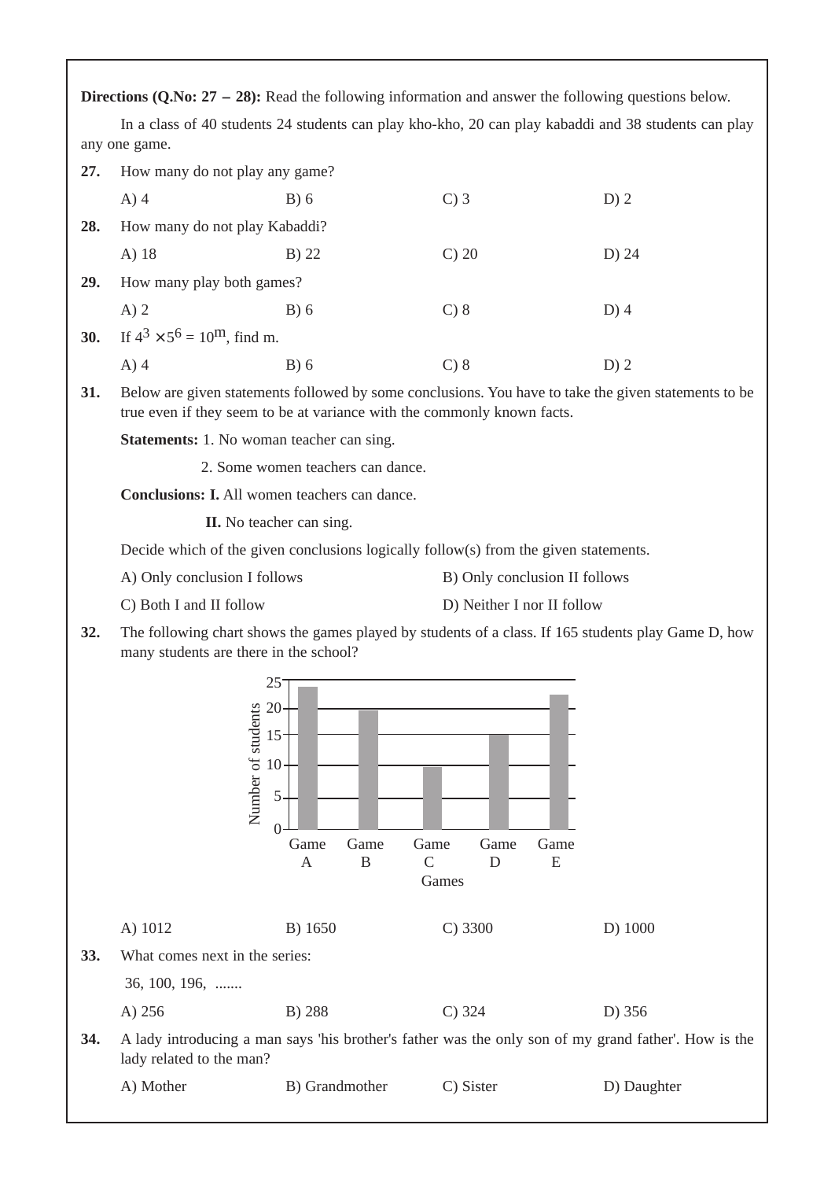**Directions (Q.No: 27 – 28):** Read the following information and answer the following questions below.

In a class of 40 students 24 students can play kho-kho, 20 can play kabaddi and 38 students can play any one game.

**27.** How many do not play any game?

A) 4 B) 6 C) 3 D) 2

**28.** How many do not play Kabaddi?

A) 18 B) 22 C) 20 D) 24

**29.** How many play both games?

A) 2 B) 6 C) 8 D) 4

**30.** If $4^3 \times 5^6 = 10^m$, find m.

A) 4 B) 6 C) 8 D) 2

**31.** Below are given statements followed by some conclusions. You have to take the given statements to be true even if they seem to be at variance with the commonly known facts.

**Statements:** 1. No woman teacher can sing.

2. Some women teachers can dance.

**Conclusions: I.** All women teachers can dance.

**II.** No teacher can sing.

Decide which of the given conclusions logically follow(s) from the given statements.

A) Only conclusion I follows B) Only conclusion II follows

C) Both I and II follow D) Neither I nor II follow

**32.** The following chart shows the games played by students of a class. If 165 students play Game D, how many students are there in the school?

A) 1012 B) 1650 C) 3300 D) 1000

**33.** What comes next in the series:

36, 100, 196, .......

A) 256 B) 288 C) 324 D) 356

**34.** A lady introducing a man says 'his brother's father was the only son of my grand father'. How is the lady related to the man?

A) Mother B) Grandmother C) Sister D) Daughter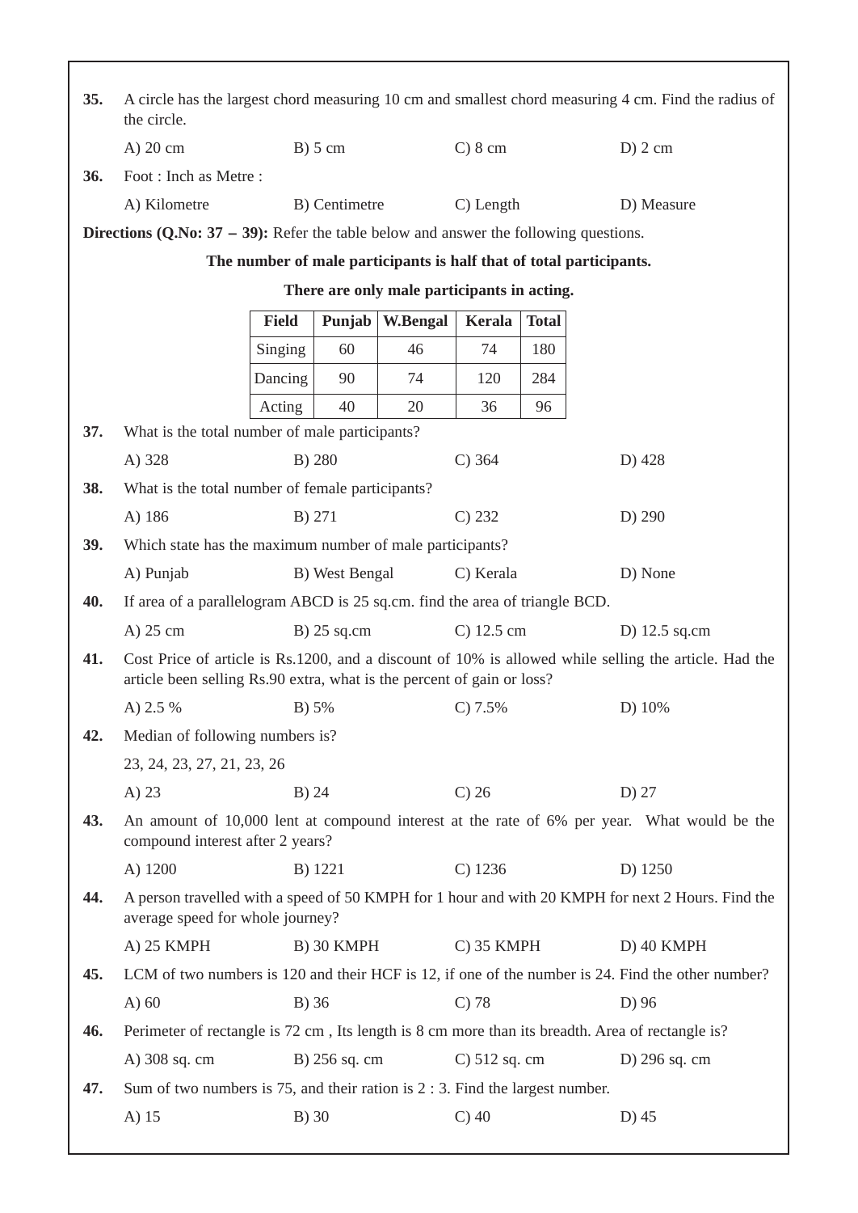**35.** A circle has the largest chord measuring 10 cm and smallest chord measuring 4 cm. Find the radius of the circle.

A) 20 cm  B) 5 cm  C) 8 cm  D) 2 cm

**36.** Foot : Inch as Metre :

A) Kilometre  B) Centimetre  C) Length  D) Measure

**Directions (Q.No: 37 – 39):** Refer the table below and answer the following questions.

**The number of male participants is half that of total participants.**

**There are only male participants in acting.**

| Field | Punjab | W.Bengal | Kerala | Total |
|---|---|---|---|---|
| Singing | 60 | 46 | 74 | 180 |
| Dancing | 90 | 74 | 120 | 284 |
| Acting | 40 | 20 | 36 | 96 |

**37.** What is the total number of male participants?

A) 328  B) 280  C) 364  D) 428

**38.** What is the total number of female participants?

A) 186  B) 271  C) 232  D) 290

**39.** Which state has the maximum number of male participants?

A) Punjab  B) West Bengal  C) Kerala  D) None

**40.** If area of a parallelogram ABCD is 25 sq.cm. find the area of triangle BCD.

A) 25 cm  B) 25 sq.cm  C) 12.5 cm  D) 12.5 sq.cm

**41.** Cost Price of article is Rs.1200, and a discount of 10% is allowed while selling the article. Had the article been selling Rs.90 extra, what is the percent of gain or loss?

A) 2.5 %  B) 5%  C) 7.5%  D) 10%

**42.** Median of following numbers is?

23, 24, 23, 27, 21, 23, 26

A) 23  B) 24  C) 26  D) 27

**43.** An amount of 10,000 lent at compound interest at the rate of 6% per year. What would be the compound interest after 2 years?

A) 1200  B) 1221  C) 1236  D) 1250

**44.** A person travelled with a speed of 50 KMPH for 1 hour and with 20 KMPH for next 2 Hours. Find the average speed for whole journey?

A) 25 KMPH  B) 30 KMPH  C) 35 KMPH  D) 40 KMPH

**45.** LCM of two numbers is 120 and their HCF is 12, if one of the number is 24. Find the other number?

A) 60  B) 36  C) 78  D) 96

**46.** Perimeter of rectangle is 72 cm , Its length is 8 cm more than its breadth. Area of rectangle is?

A) 308 sq. cm  B) 256 sq. cm  C) 512 sq. cm  D) 296 sq. cm

**47.** Sum of two numbers is 75, and their ration is 2 : 3. Find the largest number.

A) 15  B) 30  C) 40  D) 45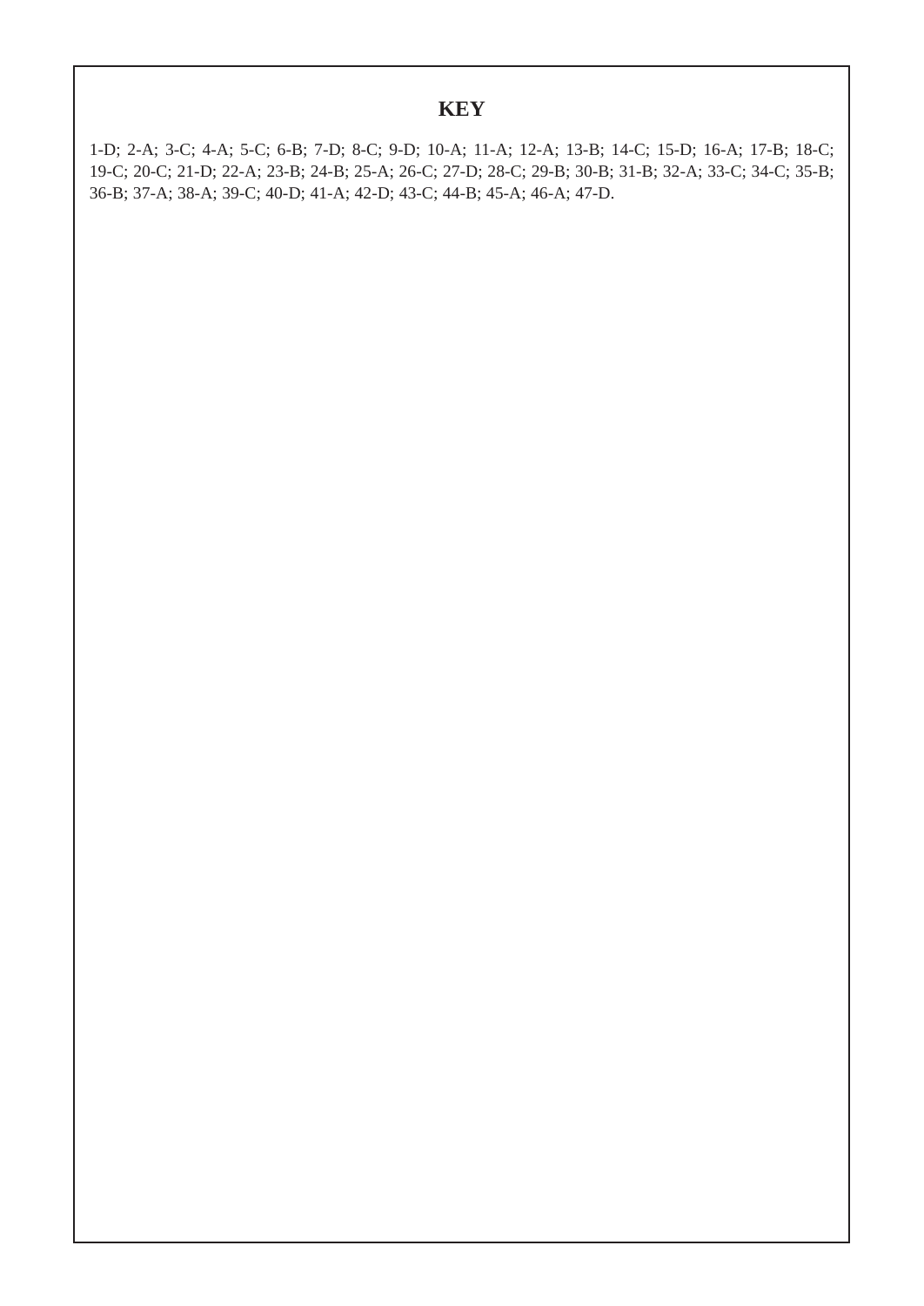## KEY

1-D; 2-A; 3-C; 4-A; 5-C; 6-B; 7-D; 8-C; 9-D; 10-A; 11-A; 12-A; 13-B; 14-C; 15-D; 16-A; 17-B; 18-C; 19-C; 20-C; 21-D; 22-A; 23-B; 24-B; 25-A; 26-C; 27-D; 28-C; 29-B; 30-B; 31-B; 32-A; 33-C; 34-C; 35-B; 36-B; 37-A; 38-A; 39-C; 40-D; 41-A; 42-D; 43-C; 44-B; 45-A; 46-A; 47-D.